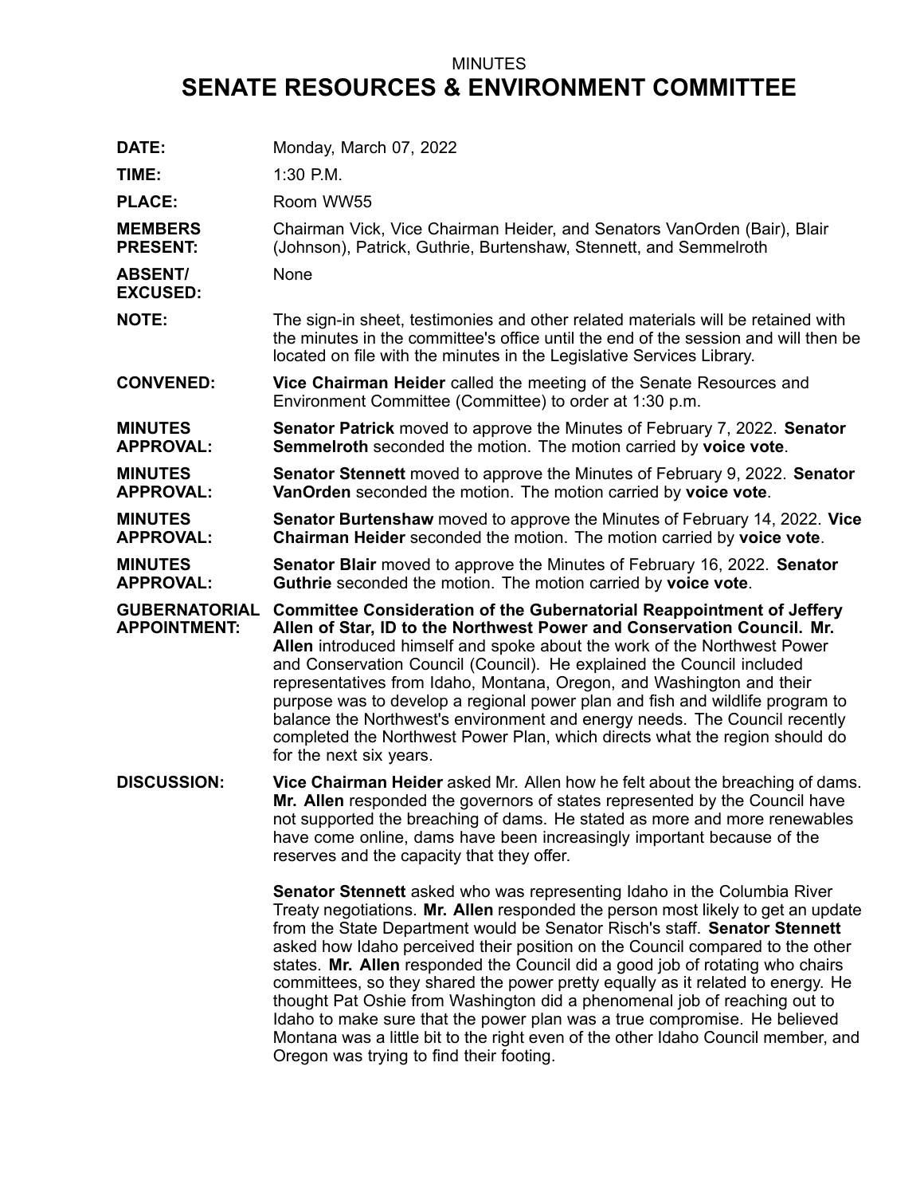MINUTES

# SENATE RESOURCES & ENVIRONMENT COMMITTEE

**DATE:** Monday, March 07, 2022

**TIME:** 1:30 P.M.

**PLACE:** Room WW55

**MEMBERS PRESENT:** Chairman Vick, Vice Chairman Heider, and Senators VanOrden (Bair), Blair (Johnson), Patrick, Guthrie, Burtenshaw, Stennett, and Semmelroth

**ABSENT/ EXCUSED:** None

**NOTE:** The sign-in sheet, testimonies and other related materials will be retained with the minutes in the committee's office until the end of the session and will then be located on file with the minutes in the Legislative Services Library.

**CONVENED:** **Vice Chairman Heider** called the meeting of the Senate Resources and Environment Committee (Committee) to order at 1:30 p.m.

**MINUTES APPROVAL:** **Senator Patrick** moved to approve the Minutes of February 7, 2022. **Senator Semmelroth** seconded the motion. The motion carried by **voice vote**.

**MINUTES APPROVAL:** **Senator Stennett** moved to approve the Minutes of February 9, 2022. **Senator VanOrden** seconded the motion. The motion carried by **voice vote**.

**MINUTES APPROVAL:** **Senator Burtenshaw** moved to approve the Minutes of February 14, 2022. **Vice Chairman Heider** seconded the motion. The motion carried by **voice vote**.

**MINUTES APPROVAL:** **Senator Blair** moved to approve the Minutes of February 16, 2022. **Senator Guthrie** seconded the motion. The motion carried by **voice vote**.

**GUBERNATORIAL APPOINTMENT:** **Committee Consideration of the Gubernatorial Reappointment of Jeffery Allen of Star, ID to the Northwest Power and Conservation Council. Mr. Allen** introduced himself and spoke about the work of the Northwest Power and Conservation Council (Council). He explained the Council included representatives from Idaho, Montana, Oregon, and Washington and their purpose was to develop a regional power plan and fish and wildlife program to balance the Northwest's environment and energy needs. The Council recently completed the Northwest Power Plan, which directs what the region should do for the next six years.

**DISCUSSION:** **Vice Chairman Heider** asked Mr. Allen how he felt about the breaching of dams. **Mr. Allen** responded the governors of states represented by the Council have not supported the breaching of dams. He stated as more and more renewables have come online, dams have been increasingly important because of the reserves and the capacity that they offer.

**Senator Stennett** asked who was representing Idaho in the Columbia River Treaty negotiations. **Mr. Allen** responded the person most likely to get an update from the State Department would be Senator Risch's staff. **Senator Stennett** asked how Idaho perceived their position on the Council compared to the other states. **Mr. Allen** responded the Council did a good job of rotating who chairs committees, so they shared the power pretty equally as it related to energy. He thought Pat Oshie from Washington did a phenomenal job of reaching out to Idaho to make sure that the power plan was a true compromise. He believed Montana was a little bit to the right even of the other Idaho Council member, and Oregon was trying to find their footing.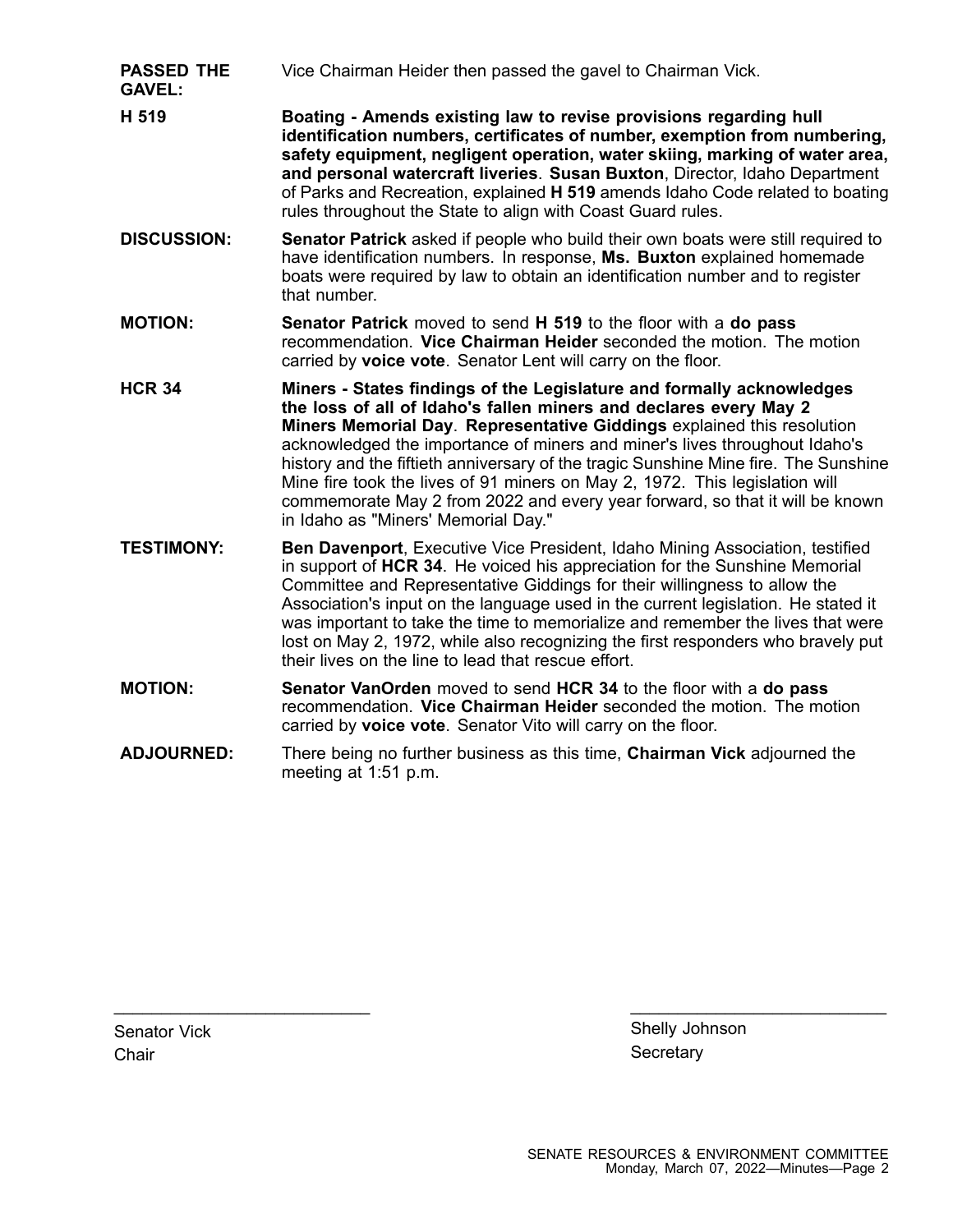**PASSED THE GAVEL:** Vice Chairman Heider then passed the gavel to Chairman Vick.

**H 519** **Boating - Amends existing law to revise provisions regarding hull identification numbers, certificates of number, exemption from numbering, safety equipment, negligent operation, water skiing, marking of water area, and personal watercraft liveries**. **Susan Buxton**, Director, Idaho Department of Parks and Recreation, explained **H 519** amends Idaho Code related to boating rules throughout the State to align with Coast Guard rules.

**DISCUSSION:** **Senator Patrick** asked if people who build their own boats were still required to have identification numbers. In response, **Ms. Buxton** explained homemade boats were required by law to obtain an identification number and to register that number.

**MOTION:** **Senator Patrick** moved to send **H 519** to the floor with a **do pass** recommendation. **Vice Chairman Heider** seconded the motion. The motion carried by **voice vote**. Senator Lent will carry on the floor.

**HCR 34** **Miners - States findings of the Legislature and formally acknowledges the loss of all of Idaho's fallen miners and declares every May 2 Miners Memorial Day**. **Representative Giddings** explained this resolution acknowledged the importance of miners and miner's lives throughout Idaho's history and the fiftieth anniversary of the tragic Sunshine Mine fire. The Sunshine Mine fire took the lives of 91 miners on May 2, 1972. This legislation will commemorate May 2 from 2022 and every year forward, so that it will be known in Idaho as "Miners' Memorial Day."

**TESTIMONY:** **Ben Davenport**, Executive Vice President, Idaho Mining Association, testified in support of **HCR 34**. He voiced his appreciation for the Sunshine Memorial Committee and Representative Giddings for their willingness to allow the Association's input on the language used in the current legislation. He stated it was important to take the time to memorialize and remember the lives that were lost on May 2, 1972, while also recognizing the first responders who bravely put their lives on the line to lead that rescue effort.

**MOTION:** **Senator VanOrden** moved to send **HCR 34** to the floor with a **do pass** recommendation. **Vice Chairman Heider** seconded the motion. The motion carried by **voice vote**. Senator Vito will carry on the floor.

**ADJOURNED:** There being no further business as this time, **Chairman Vick** adjourned the meeting at 1:51 p.m.

___________________________
Senator Vick
Chair

___________________________
Shelly Johnson
Secretary